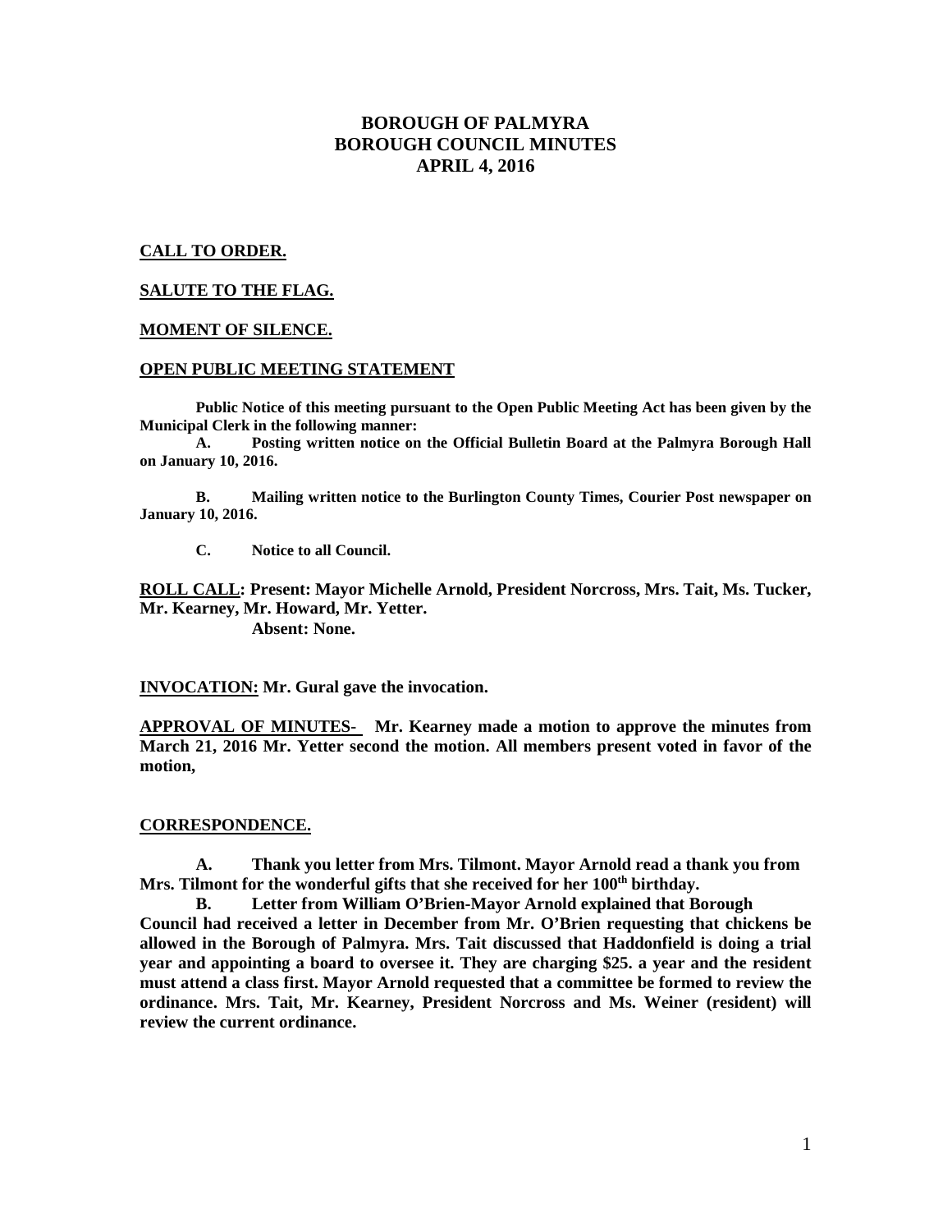# BOROUGH OF PALMYRA
# BOROUGH COUNCIL MINUTES
# APRIL 4, 2016

**CALL TO ORDER.**

**SALUTE TO THE FLAG.**

**MOMENT OF SILENCE.**

**OPEN PUBLIC MEETING STATEMENT**

**Public Notice of this meeting pursuant to the Open Public Meeting Act has been given by the Municipal Clerk in the following manner:**

**A. Posting written notice on the Official Bulletin Board at the Palmyra Borough Hall on January 10, 2016.**

**B. Mailing written notice to the Burlington County Times, Courier Post newspaper on January 10, 2016.**

**C. Notice to all Council.**

**ROLL CALL: Present: Mayor Michelle Arnold, President Norcross, Mrs. Tait, Ms. Tucker, Mr. Kearney, Mr. Howard, Mr. Yetter.**
**Absent: None.**

**INVOCATION: Mr. Gural gave the invocation.**

**APPROVAL OF MINUTES- Mr. Kearney made a motion to approve the minutes from March 21, 2016 Mr. Yetter second the motion. All members present voted in favor of the motion,**

**CORRESPONDENCE.**

**A. Thank you letter from Mrs. Tilmont. Mayor Arnold read a thank you from Mrs. Tilmont for the wonderful gifts that she received for her 100th birthday.**

**B. Letter from William O'Brien-Mayor Arnold explained that Borough Council had received a letter in December from Mr. O'Brien requesting that chickens be allowed in the Borough of Palmyra. Mrs. Tait discussed that Haddonfield is doing a trial year and appointing a board to oversee it. They are charging $25. a year and the resident must attend a class first. Mayor Arnold requested that a committee be formed to review the ordinance. Mrs. Tait, Mr. Kearney, President Norcross and Ms. Weiner (resident) will review the current ordinance.**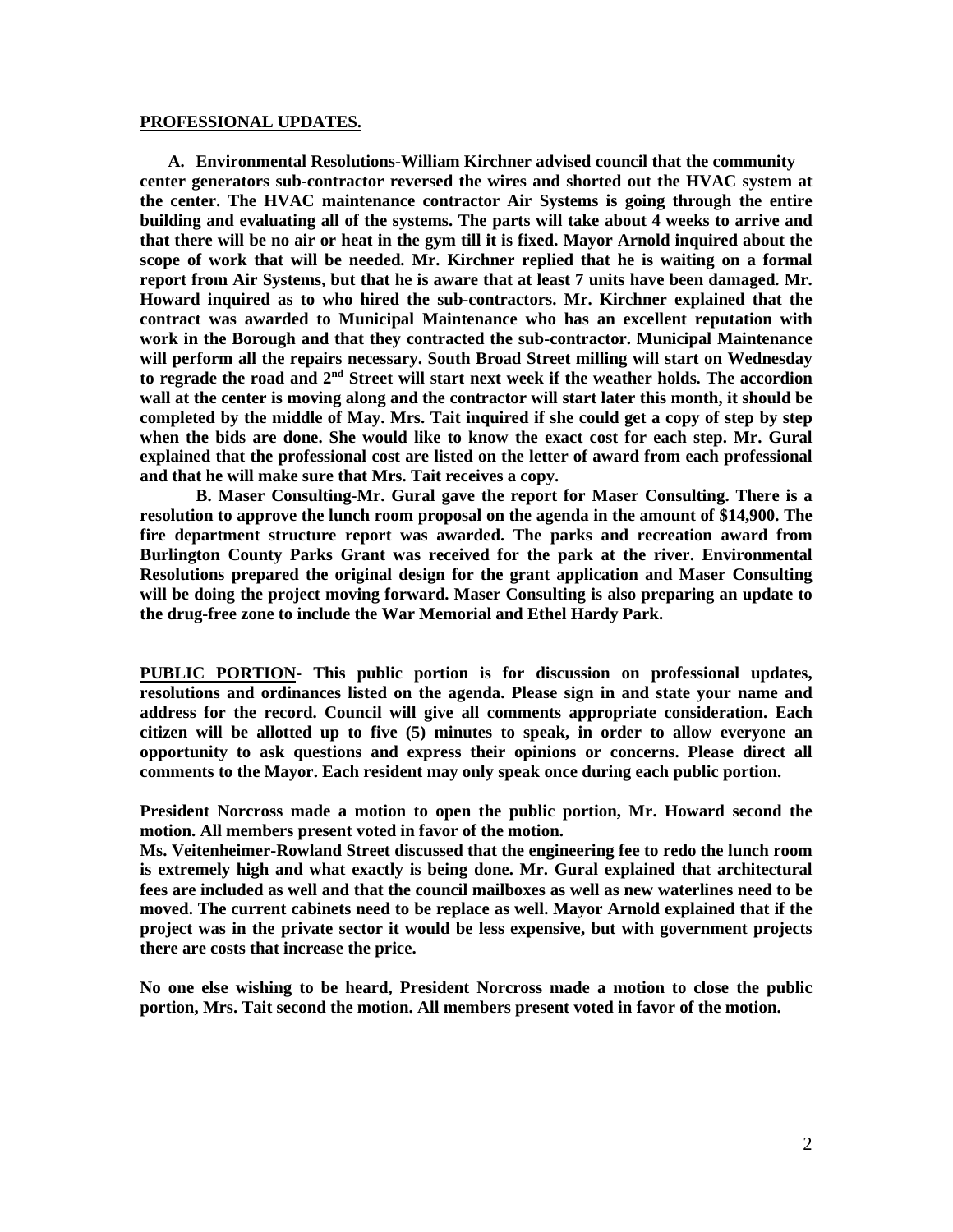**PROFESSIONAL UPDATES.**

**A. Environmental Resolutions-William Kirchner advised council that the community center generators sub-contractor reversed the wires and shorted out the HVAC system at the center. The HVAC maintenance contractor Air Systems is going through the entire building and evaluating all of the systems. The parts will take about 4 weeks to arrive and that there will be no air or heat in the gym till it is fixed. Mayor Arnold inquired about the scope of work that will be needed. Mr. Kirchner replied that he is waiting on a formal report from Air Systems, but that he is aware that at least 7 units have been damaged. Mr. Howard inquired as to who hired the sub-contractors. Mr. Kirchner explained that the contract was awarded to Municipal Maintenance who has an excellent reputation with work in the Borough and that they contracted the sub-contractor. Municipal Maintenance will perform all the repairs necessary. South Broad Street milling will start on Wednesday to regrade the road and 2nd Street will start next week if the weather holds. The accordion wall at the center is moving along and the contractor will start later this month, it should be completed by the middle of May. Mrs. Tait inquired if she could get a copy of step by step when the bids are done. She would like to know the exact cost for each step. Mr. Gural explained that the professional cost are listed on the letter of award from each professional and that he will make sure that Mrs. Tait receives a copy.**

**B. Maser Consulting-Mr. Gural gave the report for Maser Consulting. There is a resolution to approve the lunch room proposal on the agenda in the amount of $14,900. The fire department structure report was awarded. The parks and recreation award from Burlington County Parks Grant was received for the park at the river. Environmental Resolutions prepared the original design for the grant application and Maser Consulting will be doing the project moving forward. Maser Consulting is also preparing an update to the drug-free zone to include the War Memorial and Ethel Hardy Park.**

**PUBLIC PORTION- This public portion is for discussion on professional updates, resolutions and ordinances listed on the agenda. Please sign in and state your name and address for the record. Council will give all comments appropriate consideration. Each citizen will be allotted up to five (5) minutes to speak, in order to allow everyone an opportunity to ask questions and express their opinions or concerns. Please direct all comments to the Mayor. Each resident may only speak once during each public portion.**

**President Norcross made a motion to open the public portion, Mr. Howard second the motion. All members present voted in favor of the motion.**

**Ms. Veitenheimer-Rowland Street discussed that the engineering fee to redo the lunch room is extremely high and what exactly is being done. Mr. Gural explained that architectural fees are included as well and that the council mailboxes as well as new waterlines need to be moved. The current cabinets need to be replace as well. Mayor Arnold explained that if the project was in the private sector it would be less expensive, but with government projects there are costs that increase the price.**

**No one else wishing to be heard, President Norcross made a motion to close the public portion, Mrs. Tait second the motion. All members present voted in favor of the motion.**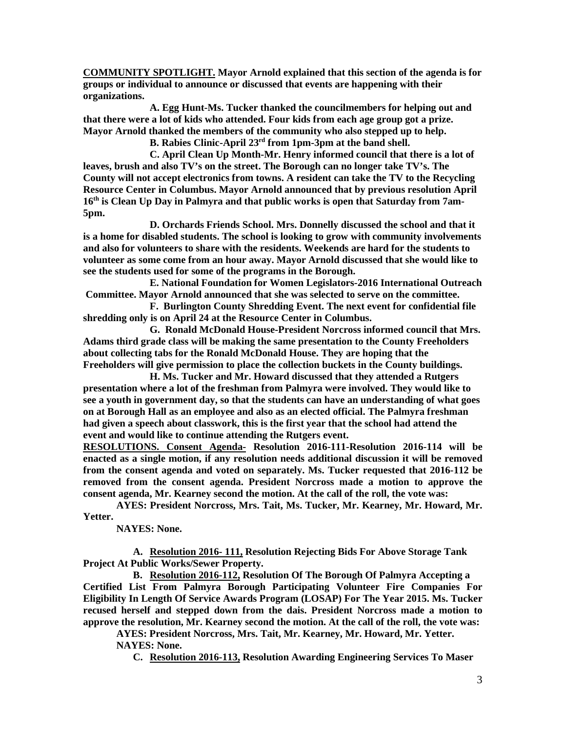**COMMUNITY SPOTLIGHT. Mayor Arnold explained that this section of the agenda is for groups or individual to announce or discussed that events are happening with their organizations.**

**A. Egg Hunt-Ms. Tucker thanked the councilmembers for helping out and that there were a lot of kids who attended. Four kids from each age group got a prize. Mayor Arnold thanked the members of the community who also stepped up to help.**

**B. Rabies Clinic-April 23rd from 1pm-3pm at the band shell.**

**C. April Clean Up Month-Mr. Henry informed council that there is a lot of leaves, brush and also TV's on the street. The Borough can no longer take TV's. The County will not accept electronics from towns. A resident can take the TV to the Recycling Resource Center in Columbus. Mayor Arnold announced that by previous resolution April 16th is Clean Up Day in Palmyra and that public works is open that Saturday from 7am-5pm.**

**D. Orchards Friends School. Mrs. Donnelly discussed the school and that it is a home for disabled students. The school is looking to grow with community involvements and also for volunteers to share with the residents. Weekends are hard for the students to volunteer as some come from an hour away. Mayor Arnold discussed that she would like to see the students used for some of the programs in the Borough.**

**E. National Foundation for Women Legislators-2016 International Outreach Committee. Mayor Arnold announced that she was selected to serve on the committee.**

**F. Burlington County Shredding Event. The next event for confidential file shredding only is on April 24 at the Resource Center in Columbus.**

**G. Ronald McDonald House-President Norcross informed council that Mrs. Adams third grade class will be making the same presentation to the County Freeholders about collecting tabs for the Ronald McDonald House. They are hoping that the Freeholders will give permission to place the collection buckets in the County buildings.**

**H. Ms. Tucker and Mr. Howard discussed that they attended a Rutgers presentation where a lot of the freshman from Palmyra were involved. They would like to see a youth in government day, so that the students can have an understanding of what goes on at Borough Hall as an employee and also as an elected official. The Palmyra freshman had given a speech about classwork, this is the first year that the school had attend the event and would like to continue attending the Rutgers event.**

**RESOLUTIONS. Consent Agenda- Resolution 2016-111-Resolution 2016-114 will be enacted as a single motion, if any resolution needs additional discussion it will be removed from the consent agenda and voted on separately. Ms. Tucker requested that 2016-112 be removed from the consent agenda. President Norcross made a motion to approve the consent agenda, Mr. Kearney second the motion. At the call of the roll, the vote was:**

**AYES: President Norcross, Mrs. Tait, Ms. Tucker, Mr. Kearney, Mr. Howard, Mr. Yetter.**

**NAYES: None.**

**A. Resolution 2016- 111, Resolution Rejecting Bids For Above Storage Tank Project At Public Works/Sewer Property.**

**B. Resolution 2016-112, Resolution Of The Borough Of Palmyra Accepting a Certified List From Palmyra Borough Participating Volunteer Fire Companies For Eligibility In Length Of Service Awards Program (LOSAP) For The Year 2015. Ms. Tucker recused herself and stepped down from the dais. President Norcross made a motion to approve the resolution, Mr. Kearney second the motion. At the call of the roll, the vote was:**

**AYES: President Norcross, Mrs. Tait, Mr. Kearney, Mr. Howard, Mr. Yetter.**

**NAYES: None.**

**C. Resolution 2016-113, Resolution Awarding Engineering Services To Maser**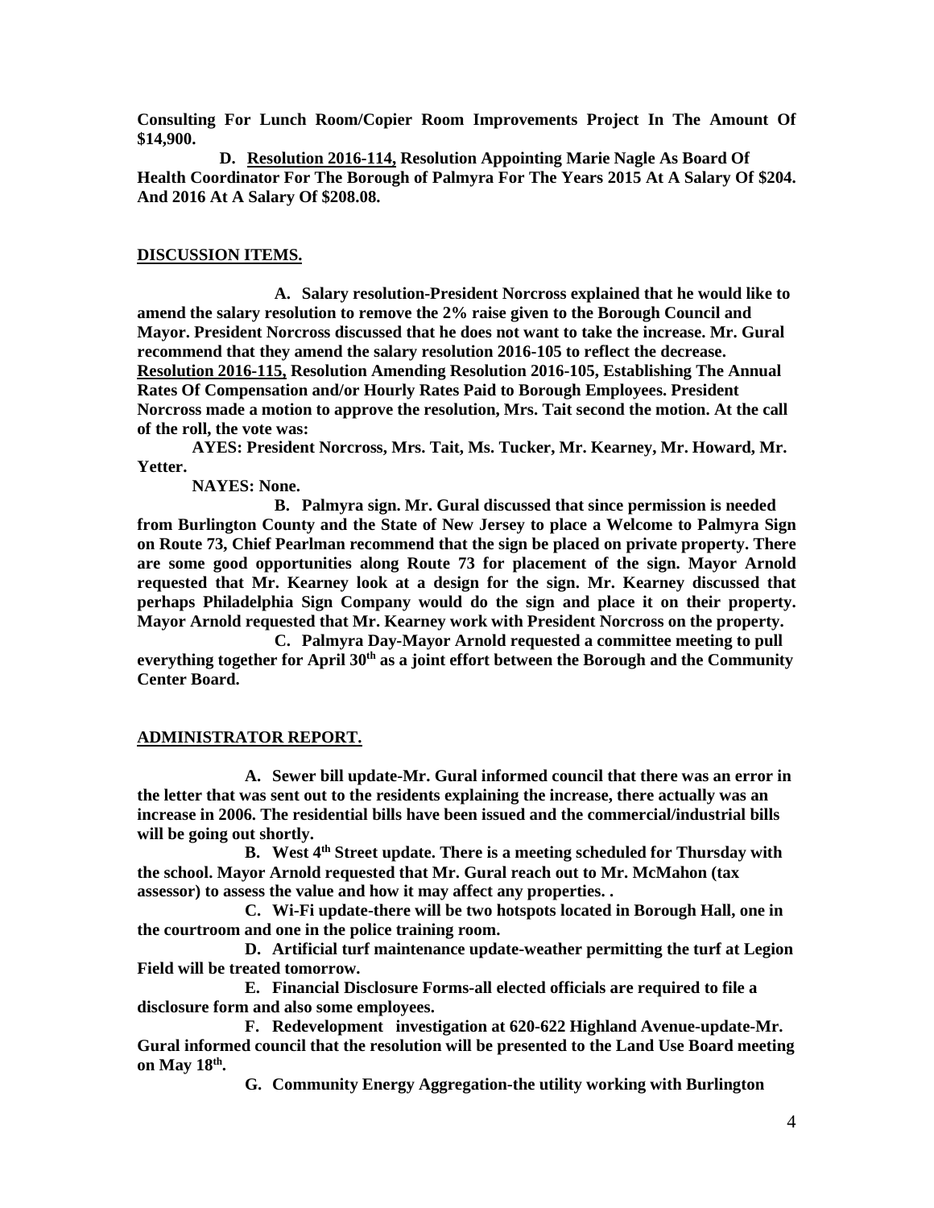**Consulting For Lunch Room/Copier Room Improvements Project In The Amount Of $14,900.**

**D. Resolution 2016-114, Resolution Appointing Marie Nagle As Board Of Health Coordinator For The Borough of Palmyra For The Years 2015 At A Salary Of $204. And 2016 At A Salary Of $208.08.**

## DISCUSSION ITEMS.

**A. Salary resolution-President Norcross explained that he would like to amend the salary resolution to remove the 2% raise given to the Borough Council and Mayor. President Norcross discussed that he does not want to take the increase. Mr. Gural recommend that they amend the salary resolution 2016-105 to reflect the decrease. Resolution 2016-115, Resolution Amending Resolution 2016-105, Establishing The Annual Rates Of Compensation and/or Hourly Rates Paid to Borough Employees. President Norcross made a motion to approve the resolution, Mrs. Tait second the motion. At the call of the roll, the vote was:**

**AYES: President Norcross, Mrs. Tait, Ms. Tucker, Mr. Kearney, Mr. Howard, Mr. Yetter.**

**NAYES: None.**

**B. Palmyra sign. Mr. Gural discussed that since permission is needed from Burlington County and the State of New Jersey to place a Welcome to Palmyra Sign on Route 73, Chief Pearlman recommend that the sign be placed on private property. There are some good opportunities along Route 73 for placement of the sign. Mayor Arnold requested that Mr. Kearney look at a design for the sign. Mr. Kearney discussed that perhaps Philadelphia Sign Company would do the sign and place it on their property. Mayor Arnold requested that Mr. Kearney work with President Norcross on the property.**

**C. Palmyra Day-Mayor Arnold requested a committee meeting to pull everything together for April 30th as a joint effort between the Borough and the Community Center Board.**

## ADMINISTRATOR REPORT.

**A. Sewer bill update-Mr. Gural informed council that there was an error in the letter that was sent out to the residents explaining the increase, there actually was an increase in 2006. The residential bills have been issued and the commercial/industrial bills will be going out shortly.**

**B. West 4th Street update. There is a meeting scheduled for Thursday with the school. Mayor Arnold requested that Mr. Gural reach out to Mr. McMahon (tax assessor) to assess the value and how it may affect any properties. .**

**C. Wi-Fi update-there will be two hotspots located in Borough Hall, one in the courtroom and one in the police training room.**

**D. Artificial turf maintenance update-weather permitting the turf at Legion Field will be treated tomorrow.**

**E. Financial Disclosure Forms-all elected officials are required to file a disclosure form and also some employees.**

**F. Redevelopment investigation at 620-622 Highland Avenue-update-Mr. Gural informed council that the resolution will be presented to the Land Use Board meeting on May 18th.**

**G. Community Energy Aggregation-the utility working with Burlington**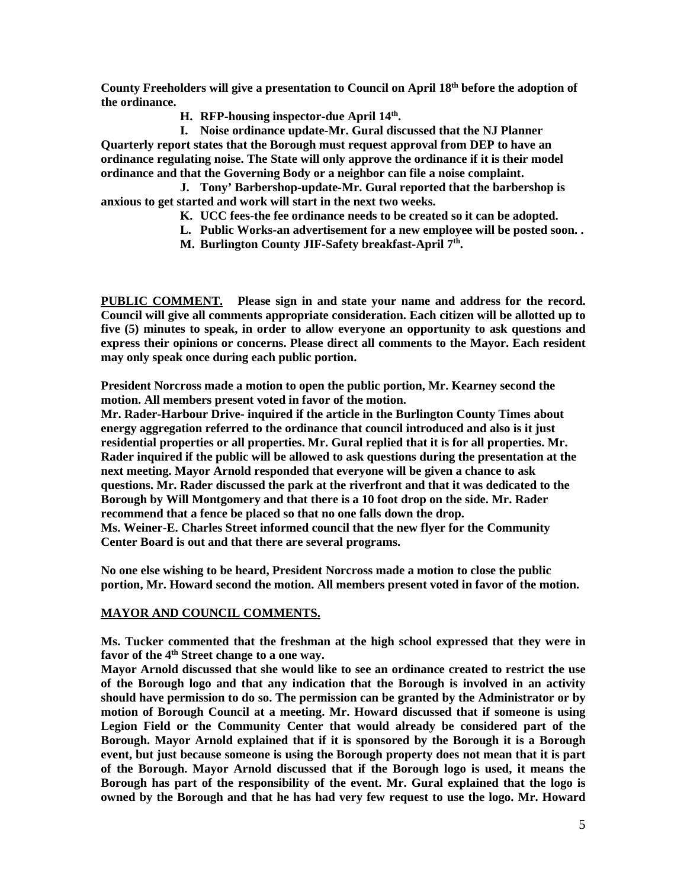**County Freeholders will give a presentation to Council on April 18th before the adoption of the ordinance.**

**H. RFP-housing inspector-due April 14th.**

**I. Noise ordinance update-Mr. Gural discussed that the NJ Planner Quarterly report states that the Borough must request approval from DEP to have an ordinance regulating noise. The State will only approve the ordinance if it is their model ordinance and that the Governing Body or a neighbor can file a noise complaint.**

**J. Tony' Barbershop-update-Mr. Gural reported that the barbershop is anxious to get started and work will start in the next two weeks.**

**K. UCC fees-the fee ordinance needs to be created so it can be adopted.**

**L. Public Works-an advertisement for a new employee will be posted soon. .**

**M. Burlington County JIF-Safety breakfast-April 7th.**

**<u>PUBLIC COMMENT.</u> Please sign in and state your name and address for the record. Council will give all comments appropriate consideration. Each citizen will be allotted up to five (5) minutes to speak, in order to allow everyone an opportunity to ask questions and express their opinions or concerns. Please direct all comments to the Mayor. Each resident may only speak once during each public portion.**

**President Norcross made a motion to open the public portion, Mr. Kearney second the motion. All members present voted in favor of the motion.**

**Mr. Rader-Harbour Drive- inquired if the article in the Burlington County Times about energy aggregation referred to the ordinance that council introduced and also is it just residential properties or all properties. Mr. Gural replied that it is for all properties. Mr. Rader inquired if the public will be allowed to ask questions during the presentation at the next meeting. Mayor Arnold responded that everyone will be given a chance to ask questions. Mr. Rader discussed the park at the riverfront and that it was dedicated to the Borough by Will Montgomery and that there is a 10 foot drop on the side. Mr. Rader recommend that a fence be placed so that no one falls down the drop.**

**Ms. Weiner-E. Charles Street informed council that the new flyer for the Community Center Board is out and that there are several programs.**

**No one else wishing to be heard, President Norcross made a motion to close the public portion, Mr. Howard second the motion. All members present voted in favor of the motion.**

**<u>MAYOR AND COUNCIL COMMENTS.</u>**

**Ms. Tucker commented that the freshman at the high school expressed that they were in favor of the 4th Street change to a one way.**

**Mayor Arnold discussed that she would like to see an ordinance created to restrict the use of the Borough logo and that any indication that the Borough is involved in an activity should have permission to do so. The permission can be granted by the Administrator or by motion of Borough Council at a meeting. Mr. Howard discussed that if someone is using Legion Field or the Community Center that would already be considered part of the Borough. Mayor Arnold explained that if it is sponsored by the Borough it is a Borough event, but just because someone is using the Borough property does not mean that it is part of the Borough. Mayor Arnold discussed that if the Borough logo is used, it means the Borough has part of the responsibility of the event. Mr. Gural explained that the logo is owned by the Borough and that he has had very few request to use the logo. Mr. Howard**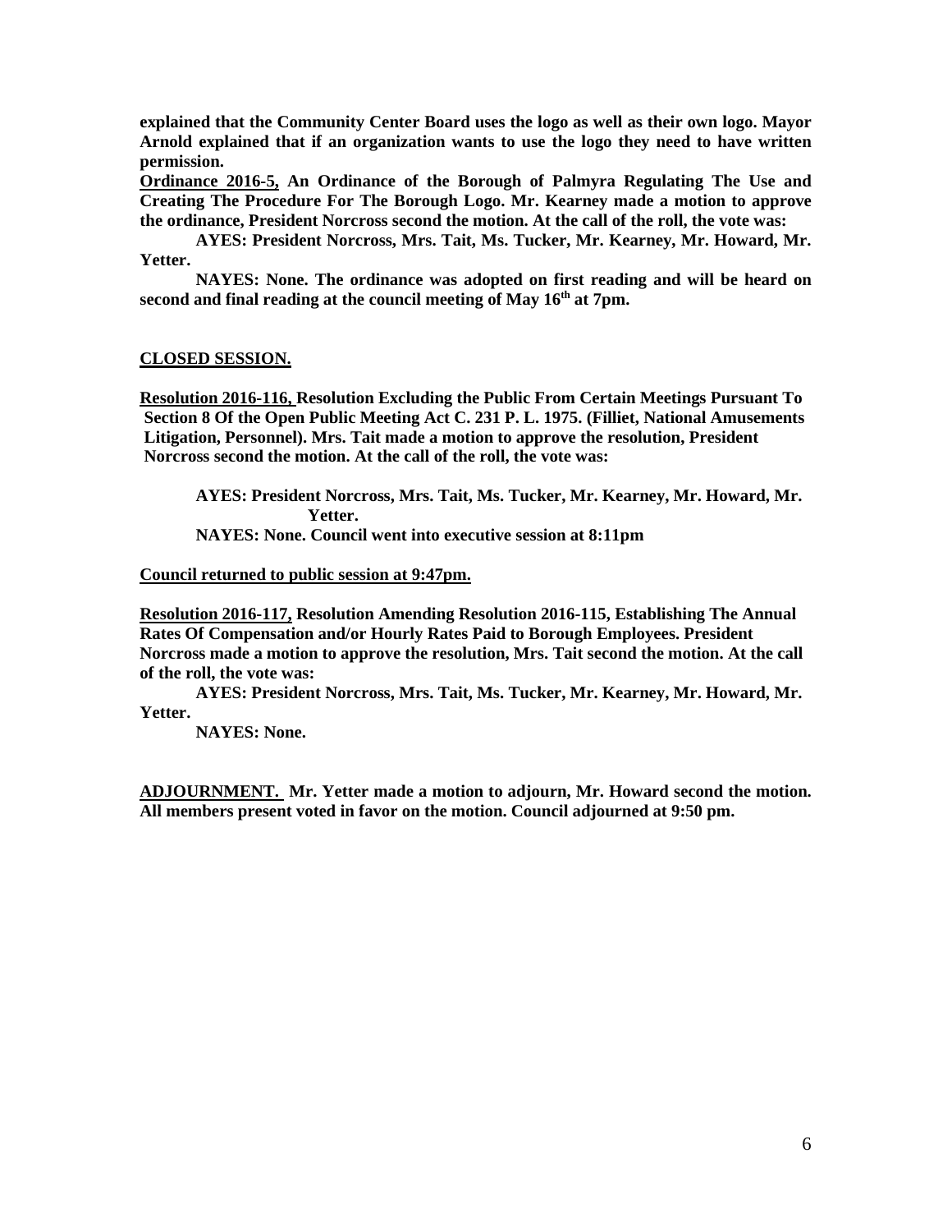**explained that the Community Center Board uses the logo as well as their own logo. Mayor Arnold explained that if an organization wants to use the logo they need to have written permission.**

**Ordinance 2016-5, An Ordinance of the Borough of Palmyra Regulating The Use and Creating The Procedure For The Borough Logo. Mr. Kearney made a motion to approve the ordinance, President Norcross second the motion. At the call of the roll, the vote was:**

**AYES: President Norcross, Mrs. Tait, Ms. Tucker, Mr. Kearney, Mr. Howard, Mr. Yetter.**

**NAYES: None. The ordinance was adopted on first reading and will be heard on second and final reading at the council meeting of May 16th at 7pm.**

**CLOSED SESSION.**

**Resolution 2016-116, Resolution Excluding the Public From Certain Meetings Pursuant To Section 8 Of the Open Public Meeting Act C. 231 P. L. 1975. (Filliet, National Amusements Litigation, Personnel). Mrs. Tait made a motion to approve the resolution, President Norcross second the motion. At the call of the roll, the vote was:**

**AYES: President Norcross, Mrs. Tait, Ms. Tucker, Mr. Kearney, Mr. Howard, Mr. Yetter.**

**NAYES: None. Council went into executive session at 8:11pm**

**Council returned to public session at 9:47pm.**

**Resolution 2016-117, Resolution Amending Resolution 2016-115, Establishing The Annual Rates Of Compensation and/or Hourly Rates Paid to Borough Employees. President Norcross made a motion to approve the resolution, Mrs. Tait second the motion. At the call of the roll, the vote was:**

**AYES: President Norcross, Mrs. Tait, Ms. Tucker, Mr. Kearney, Mr. Howard, Mr. Yetter.**

**NAYES: None.**

**ADJOURNMENT. Mr. Yetter made a motion to adjourn, Mr. Howard second the motion. All members present voted in favor on the motion. Council adjourned at 9:50 pm.**